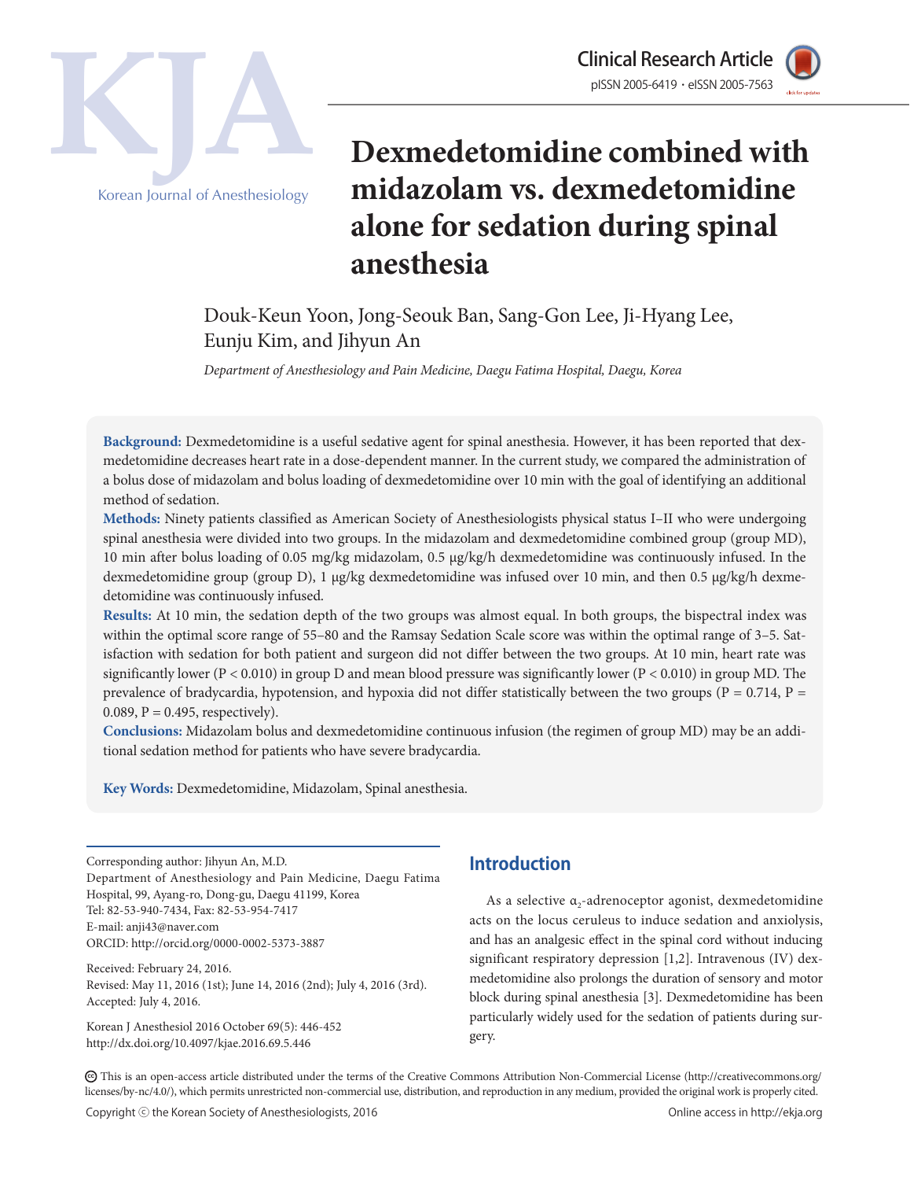Clinical Research Article

# Dexmedetomidine combined with midazolam vs. dexmedetomidine alone for sedation during spinal anesthesia

Douk-Keun Yoon, Jong-Seouk Ban, Sang-Gon Lee, Ji-Hyang Lee, Eunju Kim, and Jihyun An

*Department of Anesthesiology and Pain Medicine, Daegu Fatima Hospital, Daegu, Korea*

**Background:** Dexmedetomidine is a useful sedative agent for spinal anesthesia. However, it has been reported that dexmedetomidine decreases heart rate in a dose-dependent manner. In the current study, we compared the administration of a bolus dose of midazolam and bolus loading of dexmedetomidine over 10 min with the goal of identifying an additional method of sedation.

**Methods:** Ninety patients classified as American Society of Anesthesiologists physical status I–II who were undergoing spinal anesthesia were divided into two groups. In the midazolam and dexmedetomidine combined group (group MD), 10 min after bolus loading of 0.05 mg/kg midazolam, 0.5 μg/kg/h dexmedetomidine was continuously infused. In the dexmedetomidine group (group D), 1 μg/kg dexmedetomidine was infused over 10 min, and then 0.5 μg/kg/h dexmedetomidine was continuously infused.

**Results:** At 10 min, the sedation depth of the two groups was almost equal. In both groups, the bispectral index was within the optimal score range of 55–80 and the Ramsay Sedation Scale score was within the optimal range of 3–5. Satisfaction with sedation for both patient and surgeon did not differ between the two groups. At 10 min, heart rate was significantly lower ($P < 0.010$) in group D and mean blood pressure was significantly lower ($P < 0.010$) in group MD. The prevalence of bradycardia, hypotension, and hypoxia did not differ statistically between the two groups ($P = 0.714$, $P = 0.089$, $P = 0.495$, respectively).

**Conclusions:** Midazolam bolus and dexmedetomidine continuous infusion (the regimen of group MD) may be an additional sedation method for patients who have severe bradycardia.

**Key Words:** Dexmedetomidine, Midazolam, Spinal anesthesia.

Corresponding author: Jihyun An, M.D.
Department of Anesthesiology and Pain Medicine, Daegu Fatima Hospital, 99, Ayang-ro, Dong-gu, Daegu 41199, Korea
Tel: 82-53-940-7434, Fax: 82-53-954-7417
E-mail: anji43@naver.com
ORCID: http://orcid.org/0000-0002-5373-3887

Received: February 24, 2016.
Revised: May 11, 2016 (1st); June 14, 2016 (2nd); July 4, 2016 (3rd).
Accepted: July 4, 2016.

Korean J Anesthesiol 2016 October 69(5): 446-452
http://dx.doi.org/10.4097/kjae.2016.69.5.446

## Introduction

As a selective $\alpha_2$-adrenoceptor agonist, dexmedetomidine acts on the locus ceruleus to induce sedation and anxiolysis, and has an analgesic effect in the spinal cord without inducing significant respiratory depression [1,2]. Intravenous (IV) dexmedetomidine also prolongs the duration of sensory and motor block during spinal anesthesia [3]. Dexmedetomidine has been particularly widely used for the sedation of patients during surgery.

This is an open-access article distributed under the terms of the Creative Commons Attribution Non-Commercial License (http://creativecommons.org/licenses/by-nc/4.0/), which permits unrestricted non-commercial use, distribution, and reproduction in any medium, provided the original work is properly cited.

Copyright ⓒ the Korean Society of Anesthesiologists, 2016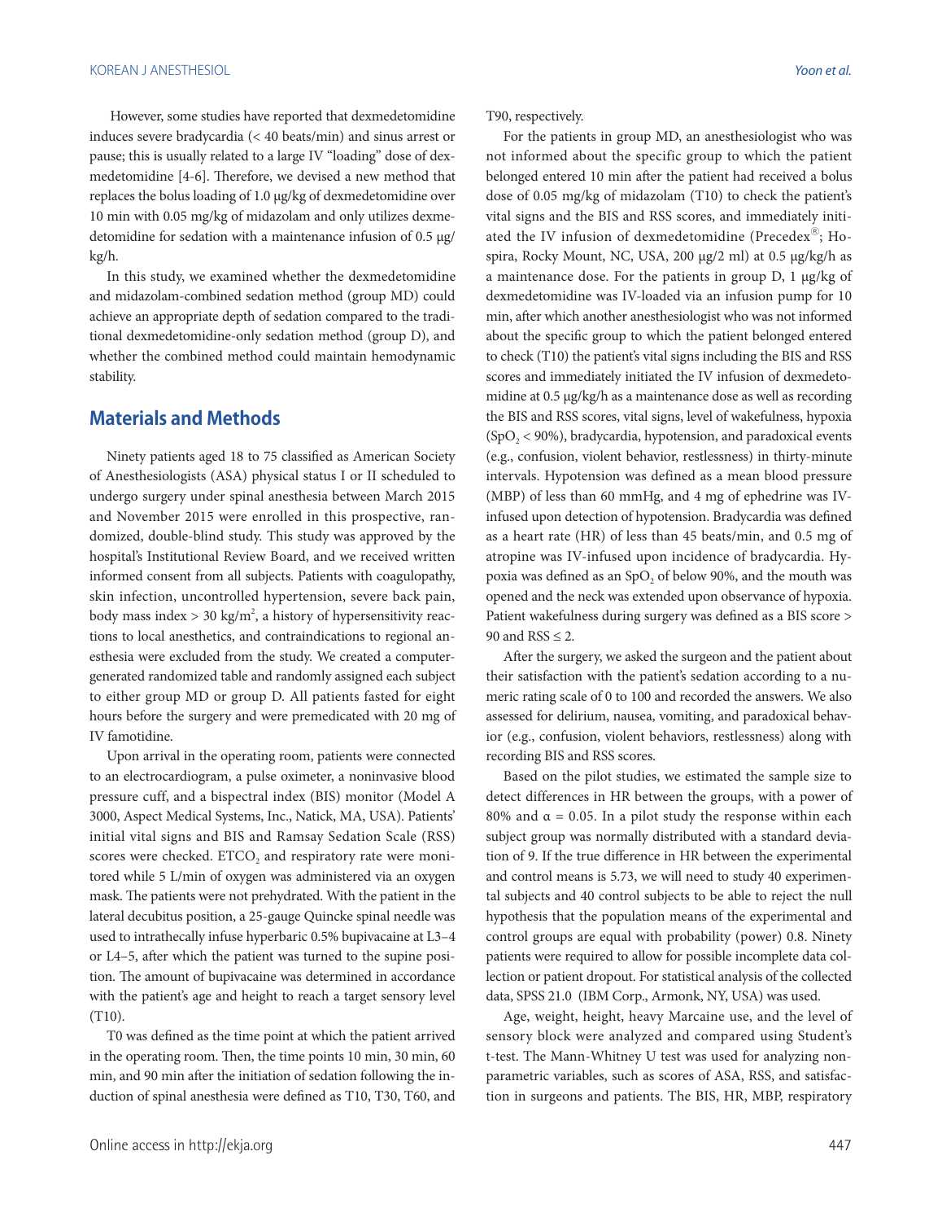However, some studies have reported that dexmedetomidine induces severe bradycardia (< 40 beats/min) and sinus arrest or pause; this is usually related to a large IV "loading" dose of dexmedetomidine [4-6]. Therefore, we devised a new method that replaces the bolus loading of 1.0 μg/kg of dexmedetomidine over 10 min with 0.05 mg/kg of midazolam and only utilizes dexmedetomidine for sedation with a maintenance infusion of 0.5 μg/kg/h.

In this study, we examined whether the dexmedetomidine and midazolam-combined sedation method (group MD) could achieve an appropriate depth of sedation compared to the traditional dexmedetomidine-only sedation method (group D), and whether the combined method could maintain hemodynamic stability.

## Materials and Methods

Ninety patients aged 18 to 75 classified as American Society of Anesthesiologists (ASA) physical status I or II scheduled to undergo surgery under spinal anesthesia between March 2015 and November 2015 were enrolled in this prospective, randomized, double-blind study. This study was approved by the hospital's Institutional Review Board, and we received written informed consent from all subjects. Patients with coagulopathy, skin infection, uncontrolled hypertension, severe back pain, body mass index > 30 kg/m$^2$, a history of hypersensitivity reactions to local anesthetics, and contraindications to regional anesthesia were excluded from the study. We created a computer-generated randomized table and randomly assigned each subject to either group MD or group D. All patients fasted for eight hours before the surgery and were premedicated with 20 mg of IV famotidine.

Upon arrival in the operating room, patients were connected to an electrocardiogram, a pulse oximeter, a noninvasive blood pressure cuff, and a bispectral index (BIS) monitor (Model A 3000, Aspect Medical Systems, Inc., Natick, MA, USA). Patients' initial vital signs and BIS and Ramsay Sedation Scale (RSS) scores were checked. $ETCO_2$ and respiratory rate were monitored while 5 L/min of oxygen was administered via an oxygen mask. The patients were not prehydrated. With the patient in the lateral decubitus position, a 25-gauge Quincke spinal needle was used to intrathecally infuse hyperbaric 0.5% bupivacaine at L3–4 or L4–5, after which the patient was turned to the supine position. The amount of bupivacaine was determined in accordance with the patient's age and height to reach a target sensory level (T10).

T0 was defined as the time point at which the patient arrived in the operating room. Then, the time points 10 min, 30 min, 60 min, and 90 min after the initiation of sedation following the induction of spinal anesthesia were defined as T10, T30, T60, and T90, respectively.

For the patients in group MD, an anesthesiologist who was not informed about the specific group to which the patient belonged entered 10 min after the patient had received a bolus dose of 0.05 mg/kg of midazolam (T10) to check the patient's vital signs and the BIS and RSS scores, and immediately initiated the IV infusion of dexmedetomidine (Precedex®; Hospira, Rocky Mount, NC, USA, 200 μg/2 ml) at 0.5 μg/kg/h as a maintenance dose. For the patients in group D, 1 μg/kg of dexmedetomidine was IV-loaded via an infusion pump for 10 min, after which another anesthesiologist who was not informed about the specific group to which the patient belonged entered to check (T10) the patient's vital signs including the BIS and RSS scores and immediately initiated the IV infusion of dexmedetomidine at 0.5 μg/kg/h as a maintenance dose as well as recording the BIS and RSS scores, vital signs, level of wakefulness, hypoxia ($SpO_2$ < 90%), bradycardia, hypotension, and paradoxical events (e.g., confusion, violent behavior, restlessness) in thirty-minute intervals. Hypotension was defined as a mean blood pressure (MBP) of less than 60 mmHg, and 4 mg of ephedrine was IV-infused upon detection of hypotension. Bradycardia was defined as a heart rate (HR) of less than 45 beats/min, and 0.5 mg of atropine was IV-infused upon incidence of bradycardia. Hypoxia was defined as an $SpO_2$ of below 90%, and the mouth was opened and the neck was extended upon observation of hypoxia. Patient wakefulness during surgery was defined as a BIS score > 90 and RSS ≤ 2.

After the surgery, we asked the surgeon and the patient about their satisfaction with the patient's sedation according to a numeric rating scale of 0 to 100 and recorded the answers. We also assessed for delirium, nausea, vomiting, and paradoxical behavior (e.g., confusion, violent behaviors, restlessness) along with recording BIS and RSS scores.

Based on the pilot studies, we estimated the sample size to detect differences in HR between the groups, with a power of 80% and $\alpha$ = 0.05. In a pilot study the response within each subject group was normally distributed with a standard deviation of 9. If the true difference in HR between the experimental and control means is 5.73, we will need to study 40 experimental subjects and 40 control subjects to be able to reject the null hypothesis that the population means of the experimental and control groups are equal with probability (power) 0.8. Ninety patients were required to allow for possible incomplete data collection or patient dropout. For statistical analysis of the collected data, SPSS 21.0 (IBM Corp., Armonk, NY, USA) was used.

Age, weight, height, heavy Marcaine use, and the level of sensory block were analyzed and compared using Student's t-test. The Mann-Whitney U test was used for analyzing nonparametric variables, such as scores of ASA, RSS, and satisfaction in surgeons and patients. The BIS, HR, MBP, respiratory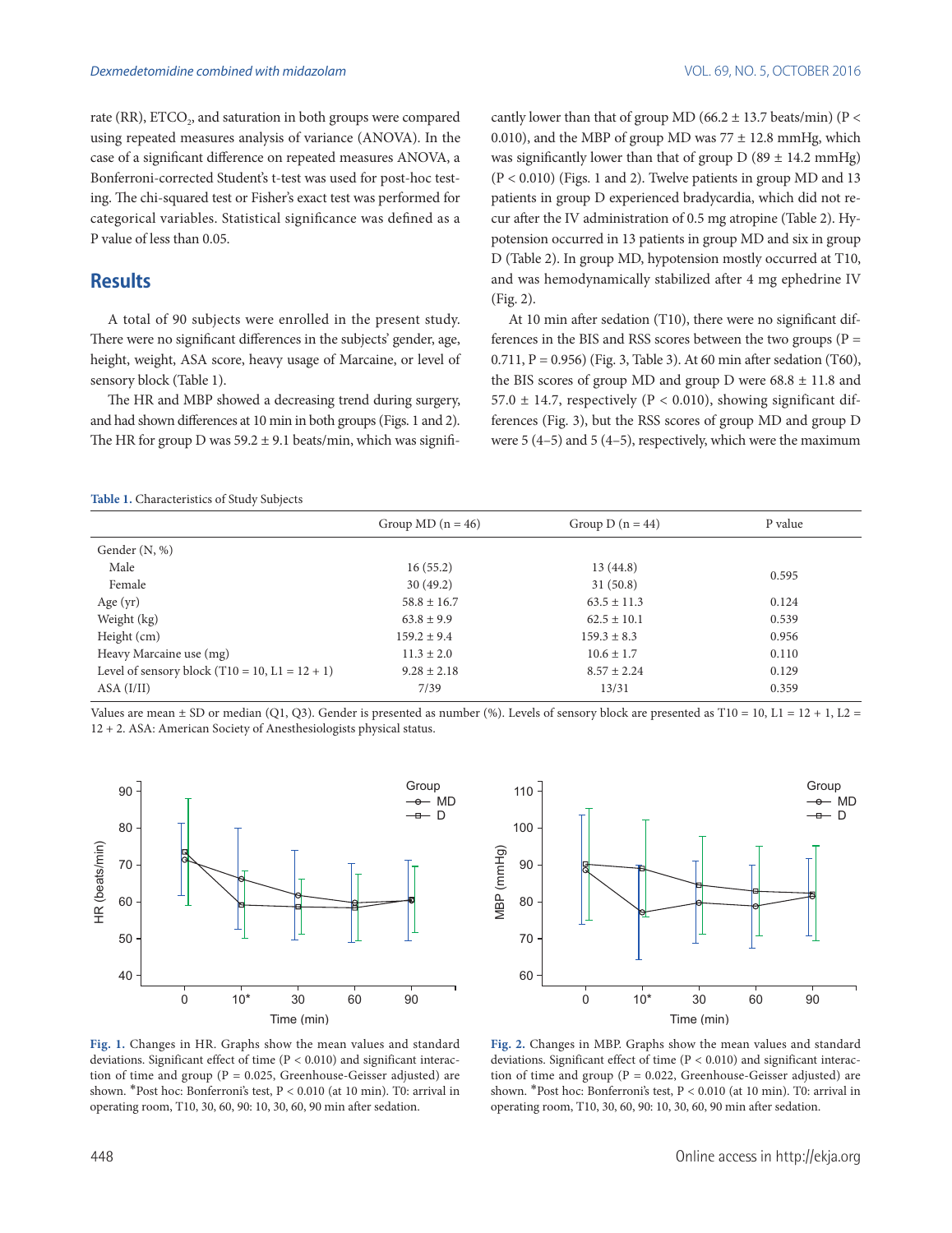rate (RR), $ETCO_2$, and saturation in both groups were compared using repeated measures analysis of variance (ANOVA). In the case of a significant difference on repeated measures ANOVA, a Bonferroni-corrected Student's t-test was used for post-hoc testing. The chi-squared test or Fisher's exact test was performed for categorical variables. Statistical significance was defined as a P value of less than 0.05.

## Results

A total of 90 subjects were enrolled in the present study. There were no significant differences in the subjects' gender, age, height, weight, ASA score, heavy usage of Marcaine, or level of sensory block (Table 1).

The HR and MBP showed a decreasing trend during surgery, and had shown differences at 10 min in both groups (Figs. 1 and 2). The HR for group D was 59.2 ± 9.1 beats/min, which was significantly lower than that of group MD (66.2 ± 13.7 beats/min) ($P < 0.010$), and the MBP of group MD was 77 ± 12.8 mmHg, which was significantly lower than that of group D (89 ± 14.2 mmHg) ($P < 0.010$) (Figs. 1 and 2). Twelve patients in group MD and 13 patients in group D experienced bradycardia, which did not recur after the IV administration of 0.5 mg atropine (Table 2). Hypotension occurred in 13 patients in group MD and six in group D (Table 2). In group MD, hypotension mostly occurred at T10, and was hemodynamically stabilized after 4 mg ephedrine IV (Fig. 2).

At 10 min after sedation (T10), there were no significant differences in the BIS and RSS scores between the two groups (P = 0.711, P = 0.956) (Fig. 3, Table 3). At 60 min after sedation (T60), the BIS scores of group MD and group D were 68.8 ± 11.8 and 57.0 ± 14.7, respectively ($P < 0.010$), showing significant differences (Fig. 3), but the RSS scores of group MD and group D were 5 (4–5) and 5 (4–5), respectively, which were the maximum

**Table 1.** Characteristics of Study Subjects

| | Group MD (n = 46) | Group D (n = 44) | P value |
|---|---|---|---|
| Gender (N, %) | | | |
| Male | 16 (55.2) | 13 (44.8) | 0.595 |
| Female | 30 (49.2) | 31 (50.8) | |
| Age (yr) | 58.8 ± 16.7 | 63.5 ± 11.3 | 0.124 |
| Weight (kg) | 63.8 ± 9.9 | 62.5 ± 10.1 | 0.539 |
| Height (cm) | 159.2 ± 9.4 | 159.3 ± 8.3 | 0.956 |
| Heavy Marcaine use (mg) | 11.3 ± 2.0 | 10.6 ± 1.7 | 0.110 |
| Level of sensory block (T10 = 10, L1 = 12 + 1) | 9.28 ± 2.18 | 8.57 ± 2.24 | 0.129 |
| ASA (I/II) | 7/39 | 13/31 | 0.359 |

Values are mean ± SD or median (Q1, Q3). Gender is presented as number (%). Levels of sensory block are presented as T10 = 10, L1 = 12 + 1, L2 = 12 + 2. ASA: American Society of Anesthesiologists physical status.

**Fig. 1.** Changes in HR. Graphs show the mean values and standard deviations. Significant effect of time ($P < 0.010$) and significant interaction of time and group (P = 0.025, Greenhouse-Geisser adjusted) are shown. *Post hoc: Bonferroni's test, $P < 0.010$ (at 10 min). T0: arrival in operating room, T10, 30, 60, 90: 10, 30, 60, 90 min after sedation.

**Fig. 2.** Changes in MBP. Graphs show the mean values and standard deviations. Significant effect of time ($P < 0.010$) and significant interaction of time and group (P = 0.022, Greenhouse-Geisser adjusted) are shown. *Post hoc: Bonferroni's test, $P < 0.010$ (at 10 min). T0: arrival in operating room, T10, 30, 60, 90: 10, 30, 60, 90 min after sedation.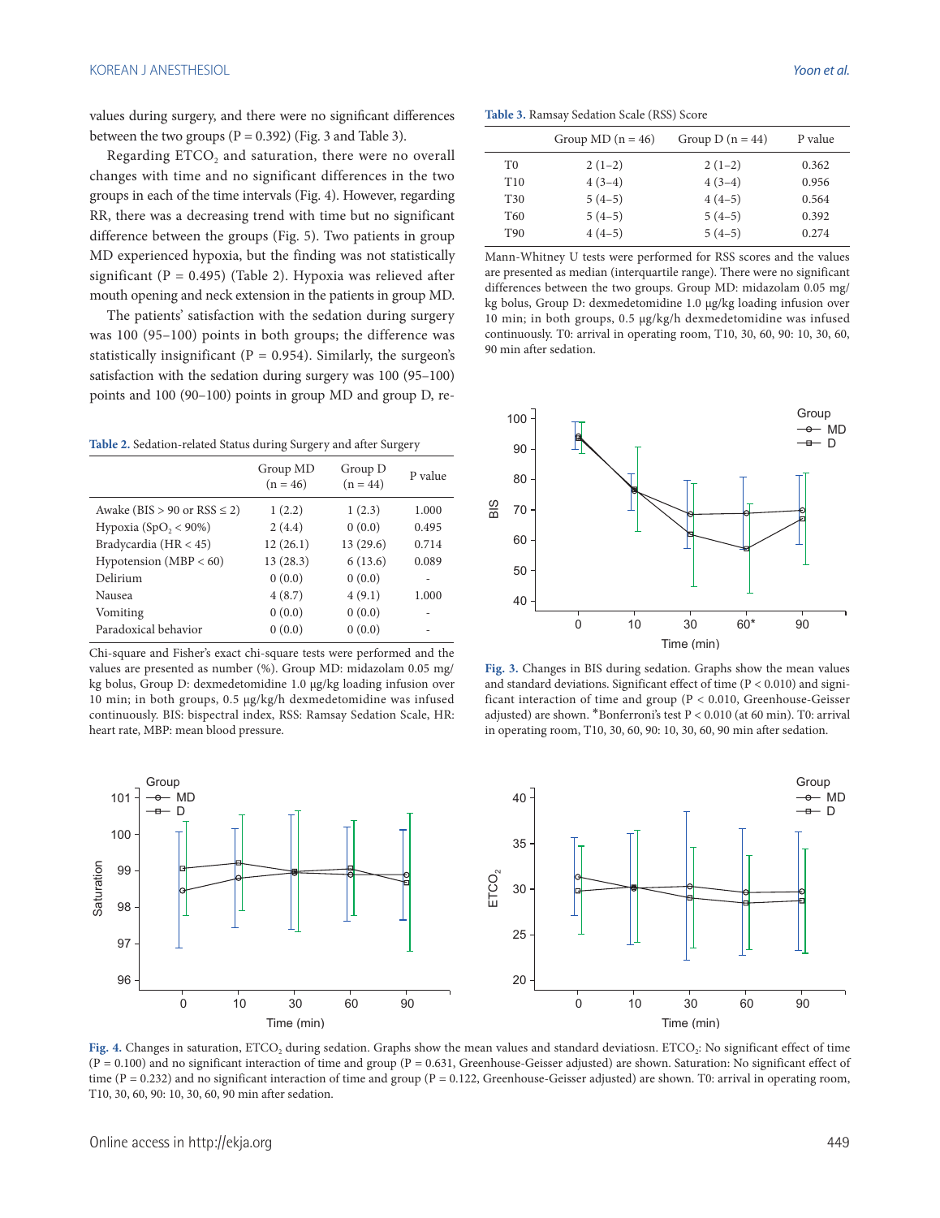values during surgery, and there were no significant differences between the two groups (P = 0.392) (Fig. 3 and Table 3).

Regarding $ETCO_2$ and saturation, there were no overall changes with time and no significant differences in the two groups in each of the time intervals (Fig. 4). However, regarding RR, there was a decreasing trend with time but no significant difference between the groups (Fig. 5). Two patients in group MD experienced hypoxia, but the finding was not statistically significant (P = 0.495) (Table 2). Hypoxia was relieved after mouth opening and neck extension in the patients in group MD.

The patients' satisfaction with the sedation during surgery was 100 (95–100) points in both groups; the difference was statistically insignificant (P = 0.954). Similarly, the surgeon's satisfaction with the sedation during surgery was 100 (95–100) points and 100 (90–100) points in group MD and group D, re-

**Table 2.** Sedation-related Status during Surgery and after Surgery

| | Group MD (n = 46) | Group D (n = 44) | P value |
|---|---|---|---|
| Awake (BIS > 90 or RSS ≤ 2) | 1 (2.2) | 1 (2.3) | 1.000 |
| Hypoxia ($SpO_2$ < 90%) | 2 (4.4) | 0 (0.0) | 0.495 |
| Bradycardia (HR < 45) | 12 (26.1) | 13 (29.6) | 0.714 |
| Hypotension (MBP < 60) | 13 (28.3) | 6 (13.6) | 0.089 |
| Delirium | 0 (0.0) | 0 (0.0) | - |
| Nausea | 4 (8.7) | 4 (9.1) | 1.000 |
| Vomiting | 0 (0.0) | 0 (0.0) | - |
| Paradoxical behavior | 0 (0.0) | 0 (0.0) | - |

Chi-square and Fisher's exact chi-square tests were performed and the values are presented as number (%). Group MD: midazolam 0.05 mg/kg bolus, Group D: dexmedetomidine 1.0 μg/kg loading infusion over 10 min; in both groups, 0.5 μg/kg/h dexmedetomidine was infused continuously. BIS: bispectral index, RSS: Ramsay Sedation Scale, HR: heart rate, MBP: mean blood pressure.

**Table 3.** Ramsay Sedation Scale (RSS) Score

| | Group MD (n = 46) | Group D (n = 44) | P value |
|---|---|---|---|
| T0 | 2 (1–2) | 2 (1–2) | 0.362 |
| T10 | 4 (3–4) | 4 (3–4) | 0.956 |
| T30 | 5 (4–5) | 4 (4–5) | 0.564 |
| T60 | 5 (4–5) | 5 (4–5) | 0.392 |
| T90 | 4 (4–5) | 5 (4–5) | 0.274 |

Mann-Whitney U tests were performed for RSS scores and the values are presented as median (interquartile range). There were no significant differences between the two groups. Group MD: midazolam 0.05 mg/kg bolus, Group D: dexmedetomidine 1.0 μg/kg loading infusion over 10 min; in both groups, 0.5 μg/kg/h dexmedetomidine was infused continuously. T0: arrival in operating room, T10, 30, 60, 90: 10, 30, 60, 90 min after sedation.

**Fig. 3.** Changes in BIS during sedation. Graphs show the mean values and standard deviations. Significant effect of time (P < 0.010) and significant interaction of time and group (P < 0.010, Greenhouse-Geisser adjusted) are shown. *Bonferroni's test P < 0.010 (at 60 min). T0: arrival in operating room, T10, 30, 60, 90: 10, 30, 60, 90 min after sedation.

**Fig. 4.** Changes in saturation, $ETCO_2$ during sedation. Graphs show the mean values and standard deviatiosn. $ETCO_2$: No significant effect of time (P = 0.100) and no significant interaction of time and group (P = 0.631, Greenhouse-Geisser adjusted) are shown. Saturation: No significant effect of time (P = 0.232) and no significant interaction of time and group (P = 0.122, Greenhouse-Geisser adjusted) are shown. T0: arrival in operating room, T10, 30, 60, 90: 10, 30, 60, 90 min after sedation.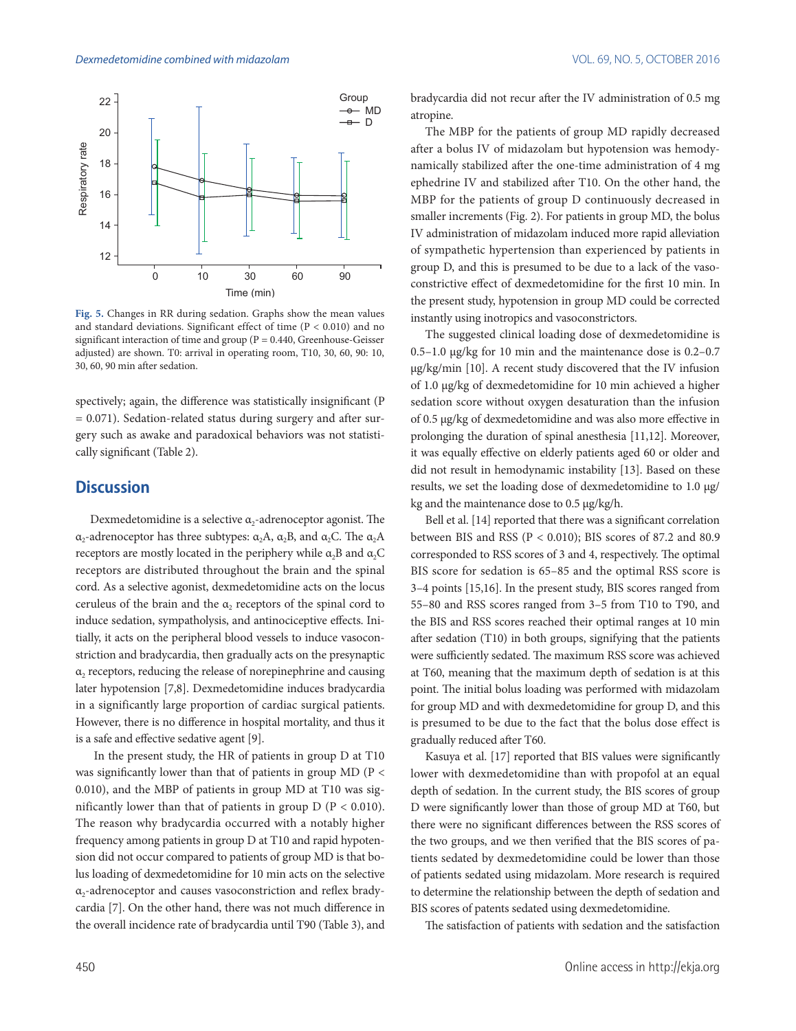Fig. 5. Changes in RR during sedation. Graphs show the mean values and standard deviations. Significant effect of time ($P < 0.010$) and no significant interaction of time and group ($P = 0.440$, Greenhouse-Geisser adjusted) are shown. T0: arrival in operating room, T10, 30, 60, 90: 10, 30, 60, 90 min after sedation.

spectively; again, the difference was statistically insignificant ($P = 0.071$). Sedation-related status during surgery and after surgery such as awake and paradoxical behaviors was not statistically significant (Table 2).

## Discussion

Dexmedetomidine is a selective $\alpha_2$-adrenoceptor agonist. The $\alpha_2$-adrenoceptor has three subtypes: $\alpha_2$A, $\alpha_2$B, and $\alpha_2$C. The $\alpha_2$A receptors are mostly located in the periphery while $\alpha_2$B and $\alpha_2$C receptors are distributed throughout the brain and the spinal cord. As a selective agonist, dexmedetomidine acts on the locus ceruleus of the brain and the $\alpha_2$ receptors of the spinal cord to induce sedation, sympatholysis, and antinociceptive effects. Initially, it acts on the peripheral blood vessels to induce vasoconstriction and bradycardia, then gradually acts on the presynaptic $\alpha_2$ receptors, reducing the release of norepinephrine and causing later hypotension [7,8]. Dexmedetomidine induces bradycardia in a significantly large proportion of cardiac surgical patients. However, there is no difference in hospital mortality, and thus it is a safe and effective sedative agent [9].

In the present study, the HR of patients in group D at T10 was significantly lower than that of patients in group MD ($P < 0.010$), and the MBP of patients in group MD at T10 was significantly lower than that of patients in group D ($P < 0.010$). The reason why bradycardia occurred with a notably higher frequency among patients in group D at T10 and rapid hypotension did not occur compared to patients of group MD is that bolus loading of dexmedetomidine for 10 min acts on the selective $\alpha_2$-adrenoceptor and causes vasoconstriction and reflex bradycardia [7]. On the other hand, there was not much difference in the overall incidence rate of bradycardia until T90 (Table 3), and bradycardia did not recur after the IV administration of 0.5 mg atropine.

The MBP for the patients of group MD rapidly decreased after a bolus IV of midazolam but hypotension was hemodynamically stabilized after the one-time administration of 4 mg ephedrine IV and stabilized after T10. On the other hand, the MBP for the patients of group D continuously decreased in smaller increments (Fig. 2). For patients in group MD, the bolus IV administration of midazolam induced more rapid alleviation of sympathetic hypertension than experienced by patients in group D, and this is presumed to be due to a lack of the vasoconstrictive effect of dexmedetomidine for the first 10 min. In the present study, hypotension in group MD could be corrected instantly using inotropics and vasoconstrictors.

The suggested clinical loading dose of dexmedetomidine is 0.5–1.0 μg/kg for 10 min and the maintenance dose is 0.2–0.7 μg/kg/min [10]. A recent study discovered that the IV infusion of 1.0 μg/kg of dexmedetomidine for 10 min achieved a higher sedation score without oxygen desaturation than the infusion of 0.5 μg/kg of dexmedetomidine and was also more effective in prolonging the duration of spinal anesthesia [11,12]. Moreover, it was equally effective on elderly patients aged 60 or older and did not result in hemodynamic instability [13]. Based on these results, we set the loading dose of dexmedetomidine to 1.0 μg/kg and the maintenance dose to 0.5 μg/kg/h.

Bell et al. [14] reported that there was a significant correlation between BIS and RSS ($P < 0.010$); BIS scores of 87.2 and 80.9 corresponded to RSS scores of 3 and 4, respectively. The optimal BIS score for sedation is 65–85 and the optimal RSS score is 3–4 points [15,16]. In the present study, BIS scores ranged from 55–80 and RSS scores ranged from 3–5 from T10 to T90, and the BIS and RSS scores reached their optimal ranges at 10 min after sedation (T10) in both groups, signifying that the patients were sufficiently sedated. The maximum RSS score was achieved at T60, meaning that the maximum depth of sedation is at this point. The initial bolus loading was performed with midazolam for group MD and with dexmedetomidine for group D, and this is presumed to be due to the fact that the bolus dose effect is gradually reduced after T60.

Kasuya et al. [17] reported that BIS values were significantly lower with dexmedetomidine than with propofol at an equal depth of sedation. In the current study, the BIS scores of group D were significantly lower than those of group MD at T60, but there were no significant differences between the RSS scores of the two groups, and we then verified that the BIS scores of patients sedated by dexmedetomidine could be lower than those of patients sedated using midazolam. More research is required to determine the relationship between the depth of sedation and BIS scores of patents sedated using dexmedetomidine.

The satisfaction of patients with sedation and the satisfaction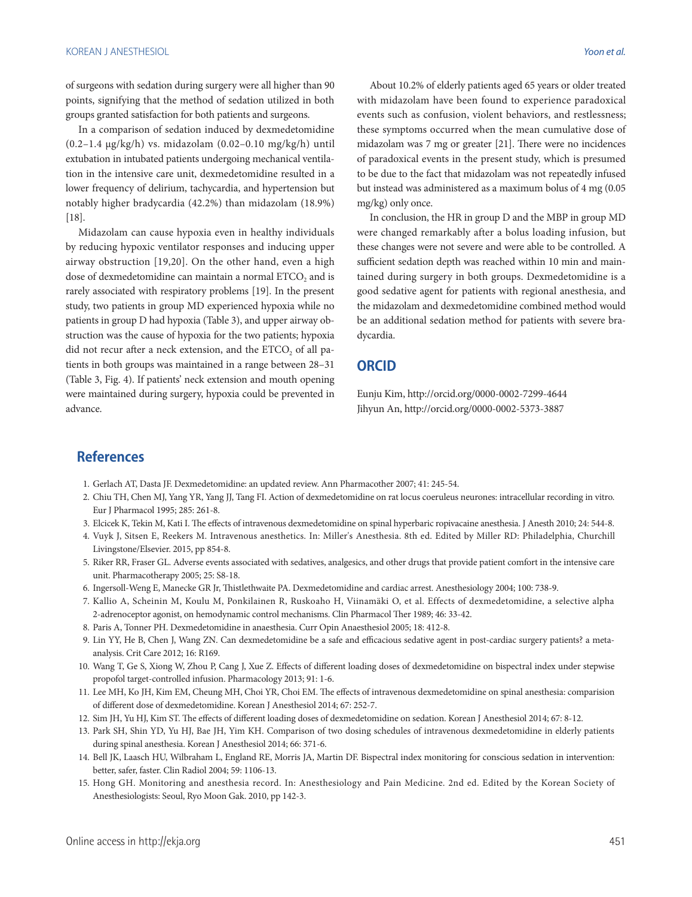of surgeons with sedation during surgery were all higher than 90 points, signifying that the method of sedation utilized in both groups granted satisfaction for both patients and surgeons.

In a comparison of sedation induced by dexmedetomidine (0.2–1.4 μg/kg/h) vs. midazolam (0.02–0.10 mg/kg/h) until extubation in intubated patients undergoing mechanical ventilation in the intensive care unit, dexmedetomidine resulted in a lower frequency of delirium, tachycardia, and hypertension but notably higher bradycardia (42.2%) than midazolam (18.9%) [18].

Midazolam can cause hypoxia even in healthy individuals by reducing hypoxic ventilator responses and inducing upper airway obstruction [19,20]. On the other hand, even a high dose of dexmedetomidine can maintain a normal $ETCO_2$ and is rarely associated with respiratory problems [19]. In the present study, two patients in group MD experienced hypoxia while no patients in group D had hypoxia (Table 3), and upper airway obstruction was the cause of hypoxia for the two patients; hypoxia did not recur after a neck extension, and the $ETCO_2$ of all patients in both groups was maintained in a range between 28–31 (Table 3, Fig. 4). If patients' neck extension and mouth opening were maintained during surgery, hypoxia could be prevented in advance.

About 10.2% of elderly patients aged 65 years or older treated with midazolam have been found to experience paradoxical events such as confusion, violent behaviors, and restlessness; these symptoms occurred when the mean cumulative dose of midazolam was 7 mg or greater [21]. There were no incidences of paradoxical events in the present study, which is presumed to be due to the fact that midazolam was not repeatedly infused but instead was administered as a maximum bolus of 4 mg (0.05 mg/kg) only once.

In conclusion, the HR in group D and the MBP in group MD were changed remarkably after a bolus loading infusion, but these changes were not severe and were able to be controlled. A sufficient sedation depth was reached within 10 min and maintained during surgery in both groups. Dexmedetomidine is a good sedative agent for patients with regional anesthesia, and the midazolam and dexmedetomidine combined method would be an additional sedation method for patients with severe bradycardia.

## ORCID

Eunju Kim, http://orcid.org/0000-0002-7299-4644
Jihyun An, http://orcid.org/0000-0002-5373-3887

## References

1. Gerlach AT, Dasta JF. Dexmedetomidine: an updated review. Ann Pharmacother 2007; 41: 245-54.
2. Chiu TH, Chen MJ, Yang YR, Yang JJ, Tang FI. Action of dexmedetomidine on rat locus coeruleus neurones: intracellular recording in vitro. Eur J Pharmacol 1995; 285: 261-8.
3. Elcicek K, Tekin M, Kati I. The effects of intravenous dexmedetomidine on spinal hyperbaric ropivacaine anesthesia. J Anesth 2010; 24: 544-8.
4. Vuyk J, Sitsen E, Reekers M. Intravenous anesthetics. In: Miller's Anesthesia. 8th ed. Edited by Miller RD: Philadelphia, Churchill Livingstone/Elsevier. 2015, pp 854-8.
5. Riker RR, Fraser GL. Adverse events associated with sedatives, analgesics, and other drugs that provide patient comfort in the intensive care unit. Pharmacotherapy 2005; 25: S8-18.
6. Ingersoll-Weng E, Manecke GR Jr, Thistlethwaite PA. Dexmedetomidine and cardiac arrest. Anesthesiology 2004; 100: 738-9.
7. Kallio A, Scheinin M, Koulu M, Ponkilainen R, Ruskoaho H, Viinamäki O, et al. Effects of dexmedetomidine, a selective alpha 2-adrenoceptor agonist, on hemodynamic control mechanisms. Clin Pharmacol Ther 1989; 46: 33-42.
8. Paris A, Tonner PH. Dexmedetomidine in anaesthesia. Curr Opin Anaesthesiol 2005; 18: 412-8.
9. Lin YY, He B, Chen J, Wang ZN. Can dexmedetomidine be a safe and efficacious sedative agent in post-cardiac surgery patients? a meta-analysis. Crit Care 2012; 16: R169.
10. Wang T, Ge S, Xiong W, Zhou P, Cang J, Xue Z. Effects of different loading doses of dexmedetomidine on bispectral index under stepwise propofol target-controlled infusion. Pharmacology 2013; 91: 1-6.
11. Lee MH, Ko JH, Kim EM, Cheung MH, Choi YR, Choi EM. The effects of intravenous dexmedetomidine on spinal anesthesia: comparision of different dose of dexmedetomidine. Korean J Anesthesiol 2014; 67: 252-7.
12. Sim JH, Yu HJ, Kim ST. The effects of different loading doses of dexmedetomidine on sedation. Korean J Anesthesiol 2014; 67: 8-12.
13. Park SH, Shin YD, Yu HJ, Bae JH, Yim KH. Comparison of two dosing schedules of intravenous dexmedetomidine in elderly patients during spinal anesthesia. Korean J Anesthesiol 2014; 66: 371-6.
14. Bell JK, Laasch HU, Wilbraham L, England RE, Morris JA, Martin DF. Bispectral index monitoring for conscious sedation in intervention: better, safer, faster. Clin Radiol 2004; 59: 1106-13.
15. Hong GH. Monitoring and anesthesia record. In: Anesthesiology and Pain Medicine. 2nd ed. Edited by the Korean Society of Anesthesiologists: Seoul, Ryo Moon Gak. 2010, pp 142-3.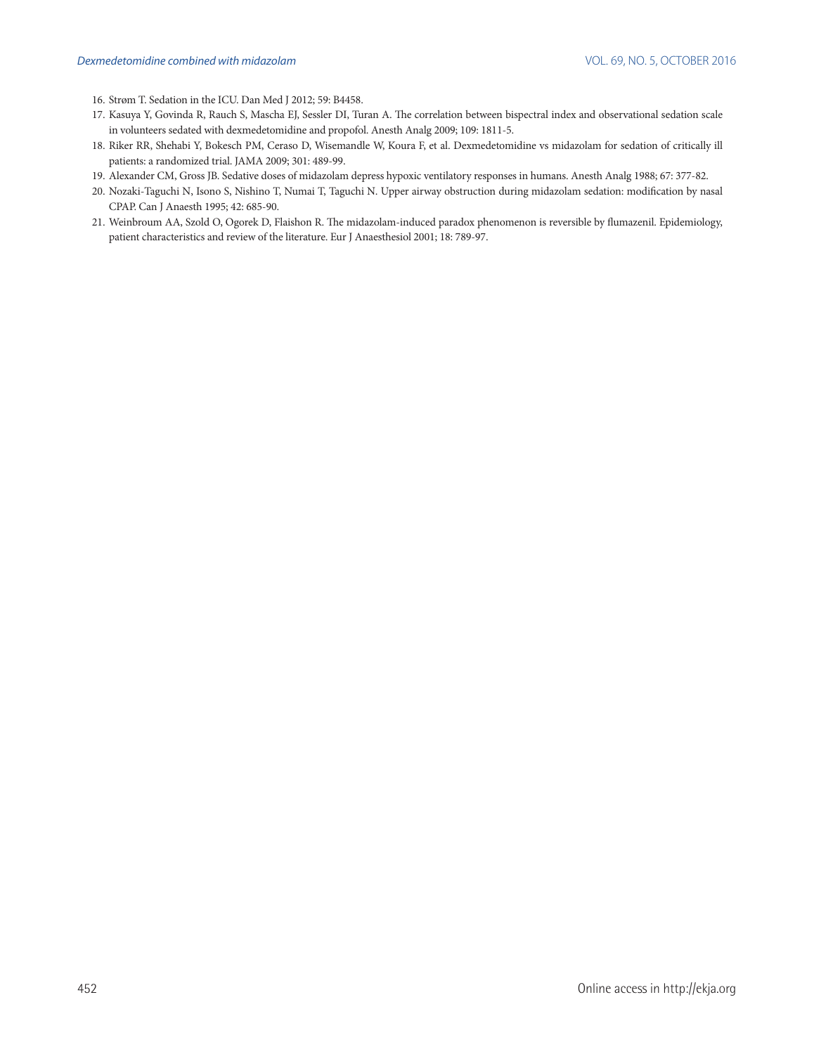16. Strøm T. Sedation in the ICU. Dan Med J 2012; 59: B4458.
17. Kasuya Y, Govinda R, Rauch S, Mascha EJ, Sessler DI, Turan A. The correlation between bispectral index and observational sedation scale in volunteers sedated with dexmedetomidine and propofol. Anesth Analg 2009; 109: 1811-5.
18. Riker RR, Shehabi Y, Bokesch PM, Ceraso D, Wisemandle W, Koura F, et al. Dexmedetomidine vs midazolam for sedation of critically ill patients: a randomized trial. JAMA 2009; 301: 489-99.
19. Alexander CM, Gross JB. Sedative doses of midazolam depress hypoxic ventilatory responses in humans. Anesth Analg 1988; 67: 377-82.
20. Nozaki-Taguchi N, Isono S, Nishino T, Numai T, Taguchi N. Upper airway obstruction during midazolam sedation: modification by nasal CPAP. Can J Anaesth 1995; 42: 685-90.
21. Weinbroum AA, Szold O, Ogorek D, Flaishon R. The midazolam-induced paradox phenomenon is reversible by flumazenil. Epidemiology, patient characteristics and review of the literature. Eur J Anaesthesiol 2001; 18: 789-97.